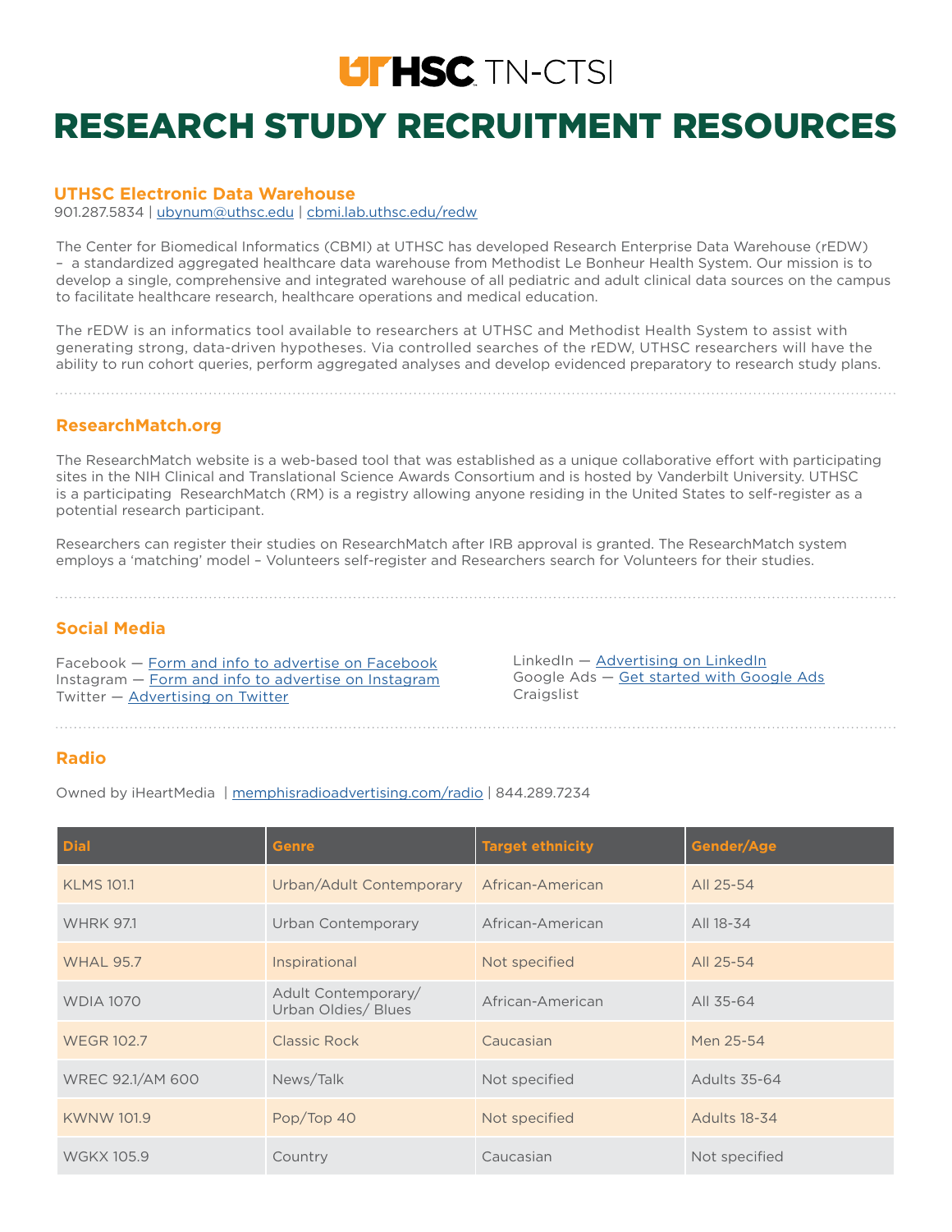UTHSC TN-CTSI

# RESEARCH STUDY RECRUITMENT RESOURCES

## UTHSC Electronic Data Warehouse

901.287.5834 | ubynum@uthsc.edu | cbmi.lab.uthsc.edu/redw

The Center for Biomedical Informatics (CBMI) at UTHSC has developed Research Enterprise Data Warehouse (rEDW) – a standardized aggregated healthcare data warehouse from Methodist Le Bonheur Health System. Our mission is to develop a single, comprehensive and integrated warehouse of all pediatric and adult clinical data sources on the campus to facilitate healthcare research, healthcare operations and medical education.

The rEDW is an informatics tool available to researchers at UTHSC and Methodist Health System to assist with generating strong, data-driven hypotheses. Via controlled searches of the rEDW, UTHSC researchers will have the ability to run cohort queries, perform aggregated analyses and develop evidenced preparatory to research study plans.

## ResearchMatch.org

The ResearchMatch website is a web-based tool that was established as a unique collaborative effort with participating sites in the NIH Clinical and Translational Science Awards Consortium and is hosted by Vanderbilt University. UTHSC is a participating ResearchMatch (RM) is a registry allowing anyone residing in the United States to self-register as a potential research participant.

Researchers can register their studies on ResearchMatch after IRB approval is granted. The ResearchMatch system employs a 'matching' model – Volunteers self-register and Researchers search for Volunteers for their studies.

## Social Media

Facebook — Form and info to advertise on Facebook
Instagram — Form and info to advertise on Instagram
Twitter — Advertising on Twitter
LinkedIn — Advertising on LinkedIn
Google Ads — Get started with Google Ads
Craigslist

## Radio

Owned by iHeartMedia | memphisradioadvertising.com/radio | 844.289.7234

| Dial | Genre | Target ethnicity | Gender/Age |
|---|---|---|---|
| KLMS 101.1 | Urban/Adult Contemporary | African-American | All 25-54 |
| WHRK 97.1 | Urban Contemporary | African-American | All 18-34 |
| WHAL 95.7 | Inspirational | Not specified | All 25-54 |
| WDIA 1070 | Adult Contemporary/ Urban Oldies/ Blues | African-American | All 35-64 |
| WEGR 102.7 | Classic Rock | Caucasian | Men 25-54 |
| WREC 92.1/AM 600 | News/Talk | Not specified | Adults 35-64 |
| KWNW 101.9 | Pop/Top 40 | Not specified | Adults 18-34 |
| WGKX 105.9 | Country | Caucasian | Not specified |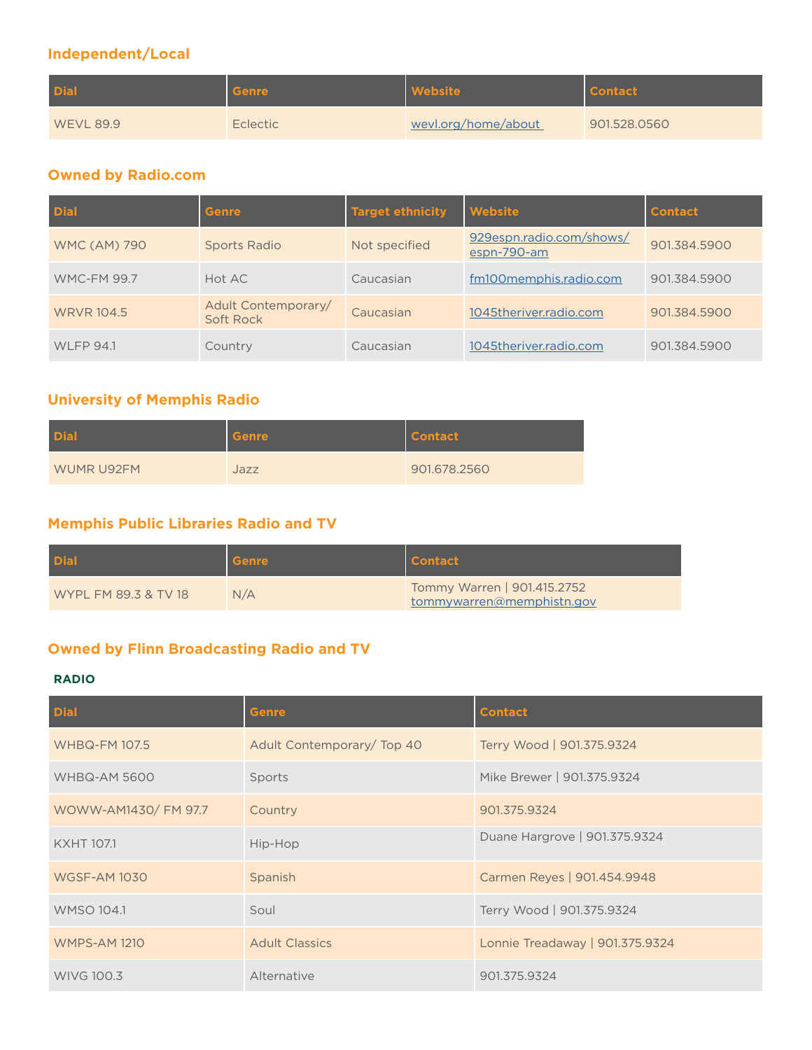## Independent/Local

| Dial | Genre | Website | Contact |
|---|---|---|---|
| WEVL 89.9 | Eclectic | wevl.org/home/about | 901.528.0560 |

## Owned by Radio.com

| Dial | Genre | Target ethnicity | Website | Contact |
|---|---|---|---|---|
| WMC (AM) 790 | Sports Radio | Not specified | 929espn.radio.com/shows/espn-790-am | 901.384.5900 |
| WMC-FM 99.7 | Hot AC | Caucasian | fm100memphis.radio.com | 901.384.5900 |
| WRVR 104.5 | Adult Contemporary/ Soft Rock | Caucasian | 1045theriver.radio.com | 901.384.5900 |
| WLFP 94.1 | Country | Caucasian | 1045theriver.radio.com | 901.384.5900 |

## University of Memphis Radio

| Dial | Genre | Contact |
|---|---|---|
| WUMR U92FM | Jazz | 901.678.2560 |

## Memphis Public Libraries Radio and TV

| Dial | Genre | Contact |
|---|---|---|
| WYPL FM 89.3 & TV 18 | N/A | Tommy Warren \| 901.415.2752 tommywarren@memphistn.gov |

## Owned by Flinn Broadcasting Radio and TV

### RADIO

| Dial | Genre | Contact |
|---|---|---|
| WHBQ-FM 107.5 | Adult Contemporary/ Top 40 | Terry Wood \| 901.375.9324 |
| WHBQ-AM 5600 | Sports | Mike Brewer \| 901.375.9324 |
| WOWW-AM1430/ FM 97.7 | Country | 901.375.9324 |
| KXHT 107.1 | Hip-Hop | Duane Hargrove \| 901.375.9324 |
| WGSF-AM 1030 | Spanish | Carmen Reyes \| 901.454.9948 |
| WMSO 104.1 | Soul | Terry Wood \| 901.375.9324 |
| WMPS-AM 1210 | Adult Classics | Lonnie Treadaway \| 901.375.9324 |
| WIVG 100.3 | Alternative | 901.375.9324 |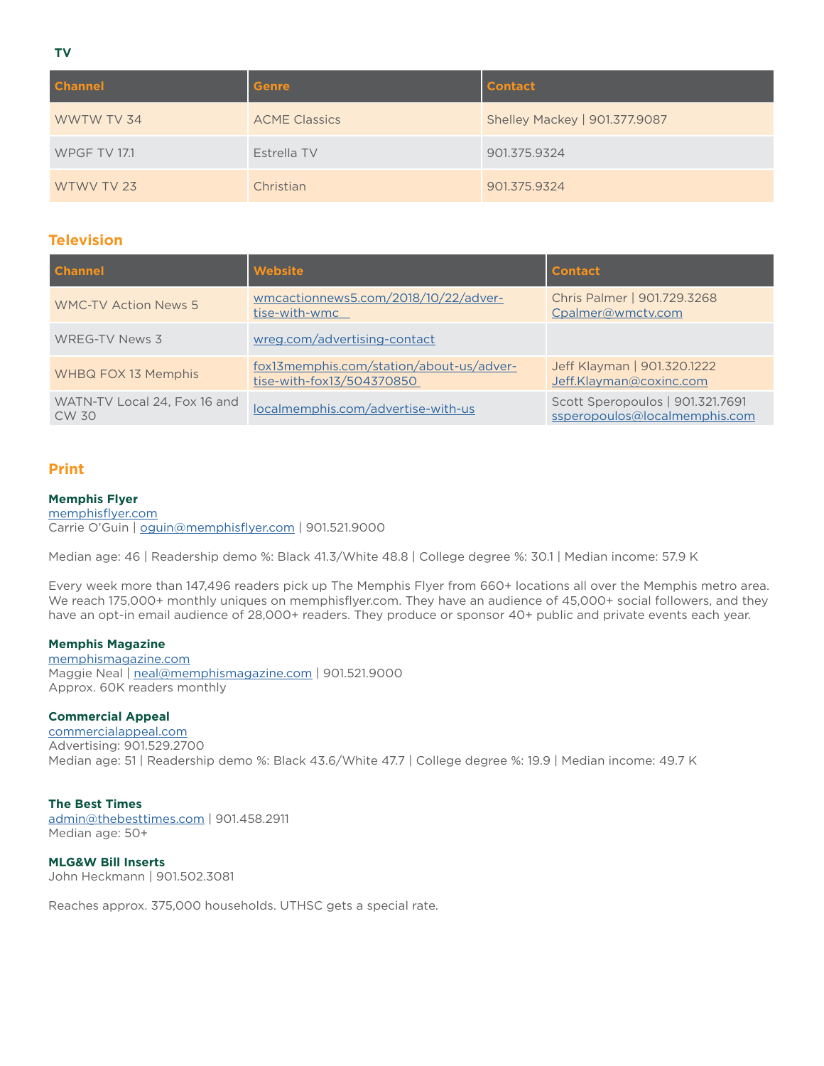**TV**

| Channel | Genre | Contact |
| --- | --- | --- |
| WWTW TV 34 | ACME Classics | Shelley Mackey \| 901.377.9087 |
| WPGF TV 17.1 | Estrella TV | 901.375.9324 |
| WTWV TV 23 | Christian | 901.375.9324 |

## Television

| Channel | Website | Contact |
| --- | --- | --- |
| WMC-TV Action News 5 | wmcactionnews5.com/2018/10/22/advertise-with-wmc | Chris Palmer \| 901.729.3268 Cpalmer@wmctv.com |
| WREG-TV News 3 | wreg.com/advertising-contact | |
| WHBQ FOX 13 Memphis | fox13memphis.com/station/about-us/advertise-with-fox13/504370850 | Jeff Klayman \| 901.320.1222 Jeff.Klayman@coxinc.com |
| WATN-TV Local 24, Fox 16 and CW 30 | localmemphis.com/advertise-with-us | Scott Speropoulos \| 901.321.7691 ssperopoulos@localmemphis.com |

## Print

**Memphis Flyer**
memphisflyer.com
Carrie O'Guin | oguin@memphisflyer.com | 901.521.9000

Median age: 46 | Readership demo %: Black 41.3/White 48.8 | College degree %: 30.1 | Median income: 57.9 K

Every week more than 147,496 readers pick up The Memphis Flyer from 660+ locations all over the Memphis metro area. We reach 175,000+ monthly uniques on memphisflyer.com. They have an audience of 45,000+ social followers, and they have an opt-in email audience of 28,000+ readers. They produce or sponsor 40+ public and private events each year.

**Memphis Magazine**
memphismagazine.com
Maggie Neal | neal@memphismagazine.com | 901.521.9000
Approx. 60K readers monthly

**Commercial Appeal**
commercialappeal.com
Advertising: 901.529.2700
Median age: 51 | Readership demo %: Black 43.6/White 47.7 | College degree %: 19.9 | Median income: 49.7 K

**The Best Times**
admin@thebesttimes.com | 901.458.2911
Median age: 50+

**MLG&W Bill Inserts**
John Heckmann | 901.502.3081

Reaches approx. 375,000 households. UTHSC gets a special rate.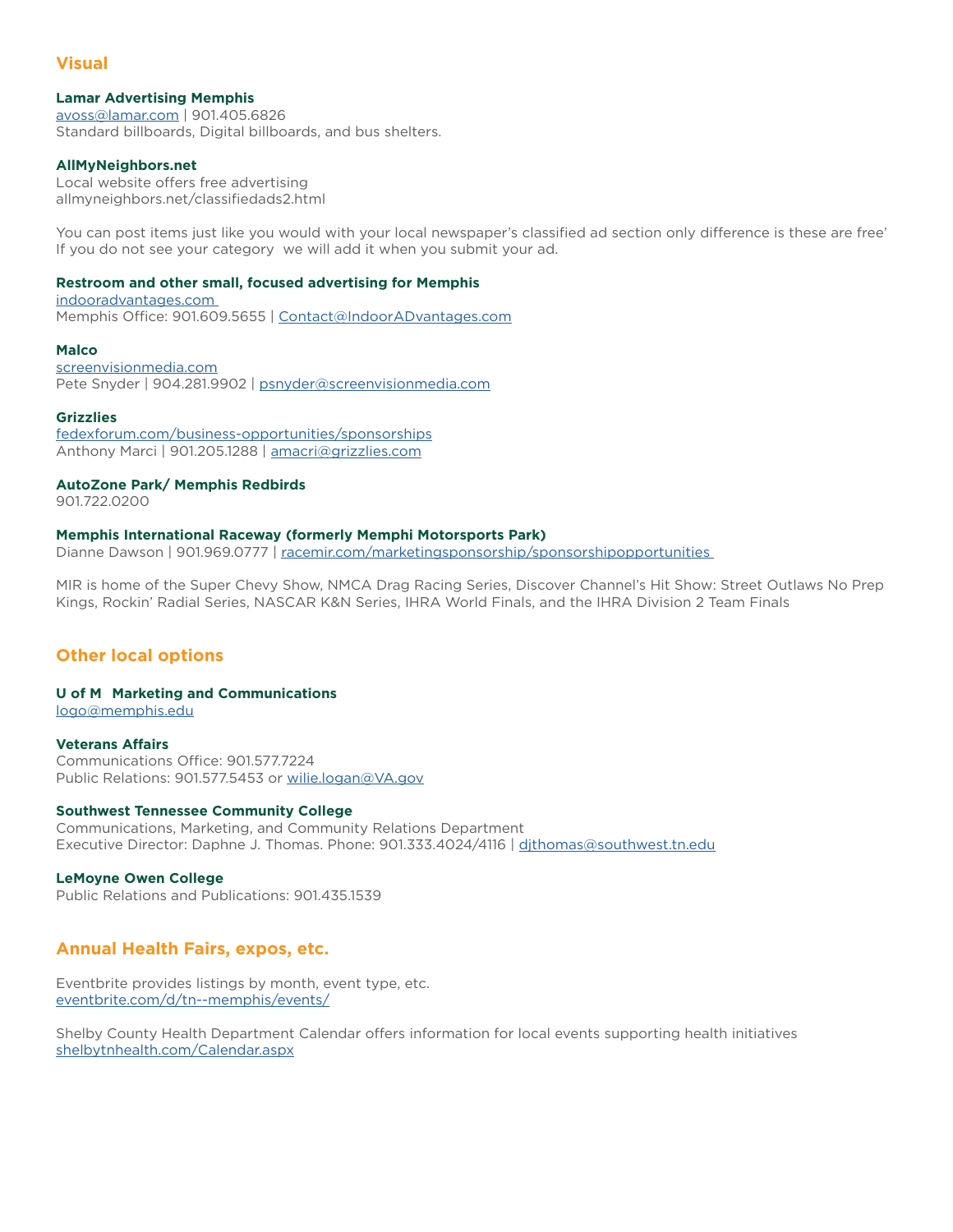## Visual

**Lamar Advertising Memphis**
avoss@lamar.com | 901.405.6826
Standard billboards, Digital billboards, and bus shelters.

**AllMyNeighbors.net**
Local website offers free advertising
allmyneighbors.net/classifiedads2.html

You can post items just like you would with your local newspaper's classified ad section only difference is these are free'
If you do not see your category we will add it when you submit your ad.

**Restroom and other small, focused advertising for Memphis**
indooradvantages.com
Memphis Office: 901.609.5655 | Contact@IndoorADvantages.com

**Malco**
screenvisionmedia.com
Pete Snyder | 904.281.9902 | psnyder@screenvisionmedia.com

**Grizzlies**
fedexforum.com/business-opportunities/sponsorships
Anthony Marci | 901.205.1288 | amacri@grizzlies.com

**AutoZone Park/ Memphis Redbirds**
901.722.0200

**Memphis International Raceway (formerly Memphi Motorsports Park)**
Dianne Dawson | 901.969.0777 | racemir.com/marketingsponsorship/sponsorshipopportunities

MIR is home of the Super Chevy Show, NMCA Drag Racing Series, Discover Channel's Hit Show: Street Outlaws No Prep Kings, Rockin' Radial Series, NASCAR K&N Series, IHRA World Finals, and the IHRA Division 2 Team Finals

## Other local options

**U of M Marketing and Communications**
logo@memphis.edu

**Veterans Affairs**
Communications Office: 901.577.7224
Public Relations: 901.577.5453 or wilie.logan@VA.gov

**Southwest Tennessee Community College**
Communications, Marketing, and Community Relations Department
Executive Director: Daphne J. Thomas. Phone: 901.333.4024/4116 | djthomas@southwest.tn.edu

**LeMoyne Owen College**
Public Relations and Publications: 901.435.1539

## Annual Health Fairs, expos, etc.

Eventbrite provides listings by month, event type, etc.
eventbrite.com/d/tn--memphis/events/

Shelby County Health Department Calendar offers information for local events supporting health initiatives
shelbytnhealth.com/Calendar.aspx